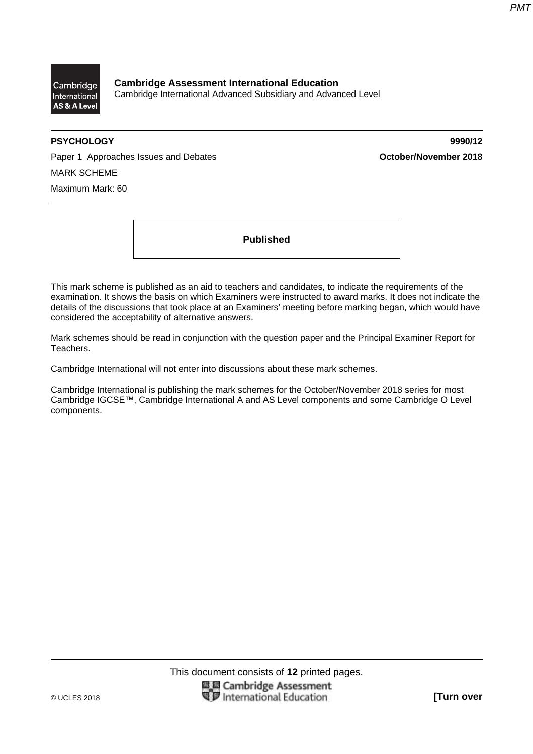**Cambridge Assessment International Education**
Cambridge International Advanced Subsidiary and Advanced Level

**PSYCHOLOGY** **9990/12**

Paper 1 Approaches Issues and Debates **October/November 2018**

MARK SCHEME

Maximum Mark: 60

**Published**

This mark scheme is published as an aid to teachers and candidates, to indicate the requirements of the examination. It shows the basis on which Examiners were instructed to award marks. It does not indicate the details of the discussions that took place at an Examiners' meeting before marking began, which would have considered the acceptability of alternative answers.

Mark schemes should be read in conjunction with the question paper and the Principal Examiner Report for Teachers.

Cambridge International will not enter into discussions about these mark schemes.

Cambridge International is publishing the mark schemes for the October/November 2018 series for most Cambridge IGCSE™, Cambridge International A and AS Level components and some Cambridge O Level components.

This document consists of **12** printed pages.

© UCLES 2018 **[Turn over**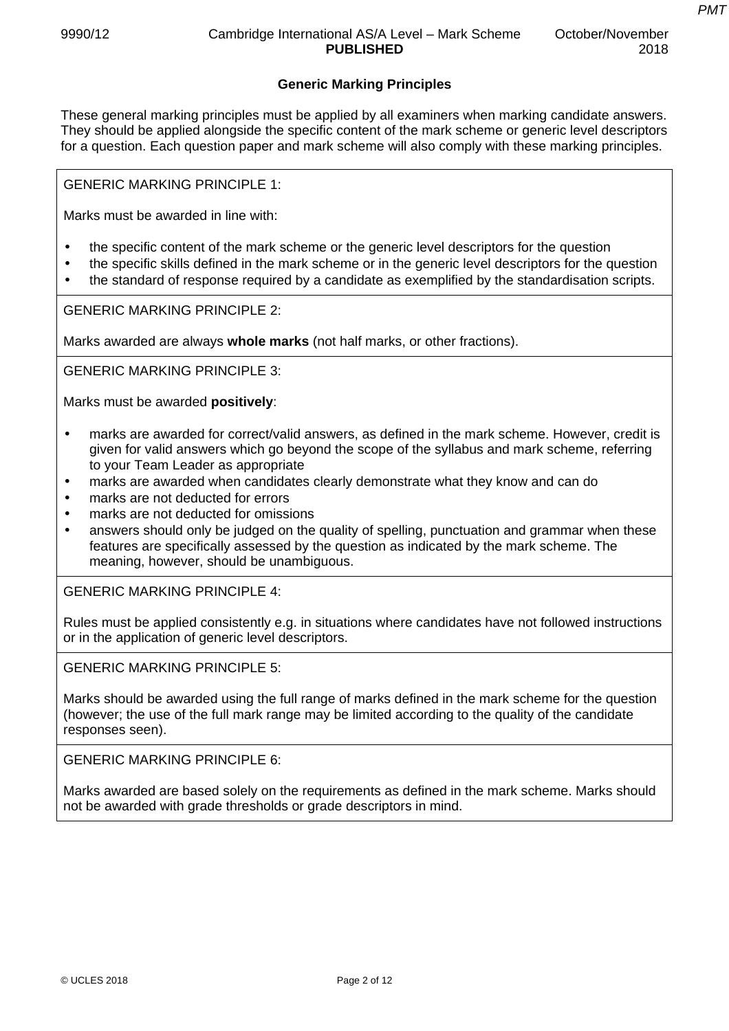## Generic Marking Principles

These general marking principles must be applied by all examiners when marking candidate answers. They should be applied alongside the specific content of the mark scheme or generic level descriptors for a question. Each question paper and mark scheme will also comply with these marking principles.

GENERIC MARKING PRINCIPLE 1:

Marks must be awarded in line with:

- the specific content of the mark scheme or the generic level descriptors for the question
- the specific skills defined in the mark scheme or in the generic level descriptors for the question
- the standard of response required by a candidate as exemplified by the standardisation scripts.

GENERIC MARKING PRINCIPLE 2:

Marks awarded are always **whole marks** (not half marks, or other fractions).

GENERIC MARKING PRINCIPLE 3:

Marks must be awarded **positively**:

- marks are awarded for correct/valid answers, as defined in the mark scheme. However, credit is given for valid answers which go beyond the scope of the syllabus and mark scheme, referring to your Team Leader as appropriate
- marks are awarded when candidates clearly demonstrate what they know and can do
- marks are not deducted for errors
- marks are not deducted for omissions
- answers should only be judged on the quality of spelling, punctuation and grammar when these features are specifically assessed by the question as indicated by the mark scheme. The meaning, however, should be unambiguous.

GENERIC MARKING PRINCIPLE 4:

Rules must be applied consistently e.g. in situations where candidates have not followed instructions or in the application of generic level descriptors.

GENERIC MARKING PRINCIPLE 5:

Marks should be awarded using the full range of marks defined in the mark scheme for the question (however; the use of the full mark range may be limited according to the quality of the candidate responses seen).

GENERIC MARKING PRINCIPLE 6:

Marks awarded are based solely on the requirements as defined in the mark scheme. Marks should not be awarded with grade thresholds or grade descriptors in mind.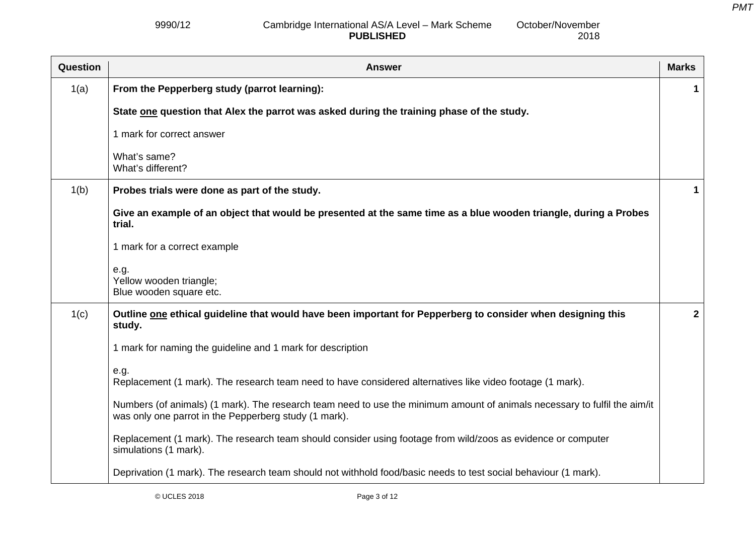| Question | Answer | Marks |
|---|---|---|
| 1(a) | **From the Pepperberg study (parrot learning):**<br><br>**State <u>one</u> question that Alex the parrot was asked during the training phase of the study.**<br><br>1 mark for correct answer<br><br>What's same?<br>What's different? | 1 |
| 1(b) | **Probes trials were done as part of the study.**<br><br>**Give an example of an object that would be presented at the same time as a blue wooden triangle, during a Probes trial.**<br><br>1 mark for a correct example<br><br>e.g.<br>Yellow wooden triangle;<br>Blue wooden square etc. | 1 |
| 1(c) | **Outline <u>one</u> ethical guideline that would have been important for Pepperberg to consider when designing this study.**<br><br>1 mark for naming the guideline and 1 mark for description<br><br>e.g.<br>Replacement (1 mark). The research team need to have considered alternatives like video footage (1 mark).<br><br>Numbers (of animals) (1 mark). The research team need to use the minimum amount of animals necessary to fulfil the aim/it was only one parrot in the Pepperberg study (1 mark).<br><br>Replacement (1 mark). The research team should consider using footage from wild/zoos as evidence or computer simulations (1 mark).<br><br>Deprivation (1 mark). The research team should not withhold food/basic needs to test social behaviour (1 mark). | 2 |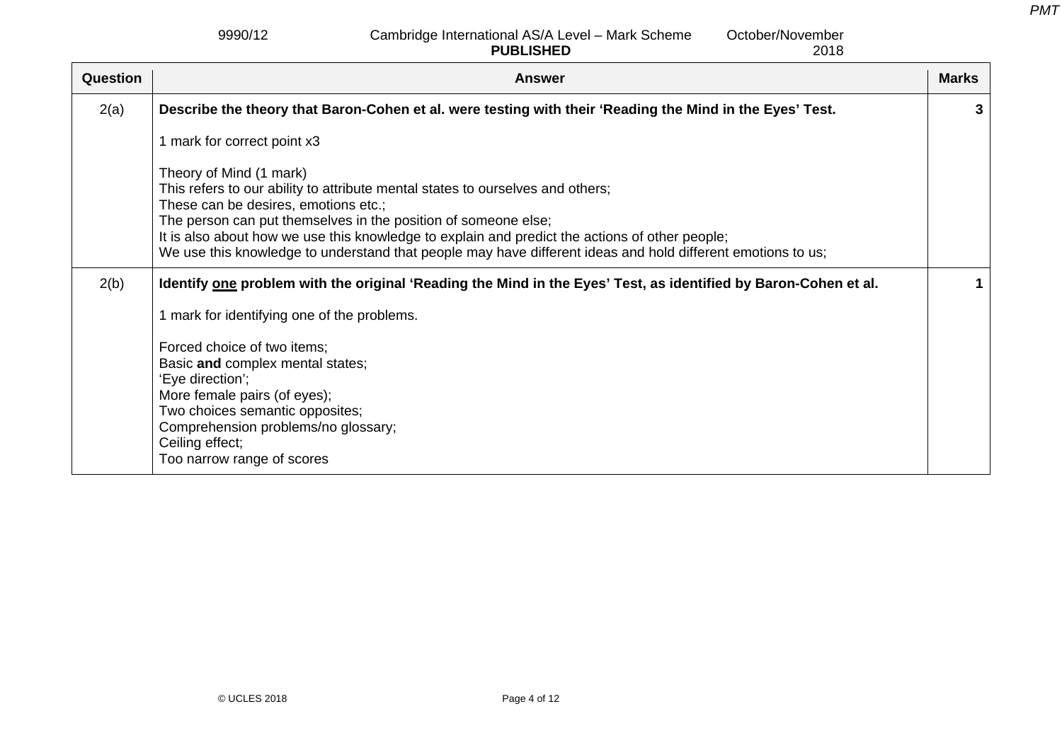| Question | Answer | Marks |
|---|---|---|
| 2(a) | **Describe the theory that Baron-Cohen et al. were testing with their 'Reading the Mind in the Eyes' Test.**<br><br>1 mark for correct point x3<br><br>Theory of Mind (1 mark)<br>This refers to our ability to attribute mental states to ourselves and others;<br>These can be desires, emotions etc.;<br>The person can put themselves in the position of someone else;<br>It is also about how we use this knowledge to explain and predict the actions of other people;<br>We use this knowledge to understand that people may have different ideas and hold different emotions to us; | 3 |
| 2(b) | **Identify <u>one</u> problem with the original 'Reading the Mind in the Eyes' Test, as identified by Baron-Cohen et al.**<br><br>1 mark for identifying one of the problems.<br><br>Forced choice of two items;<br>Basic **and** complex mental states;<br>'Eye direction';<br>More female pairs (of eyes);<br>Two choices semantic opposites;<br>Comprehension problems/no glossary;<br>Ceiling effect;<br>Too narrow range of scores | 1 |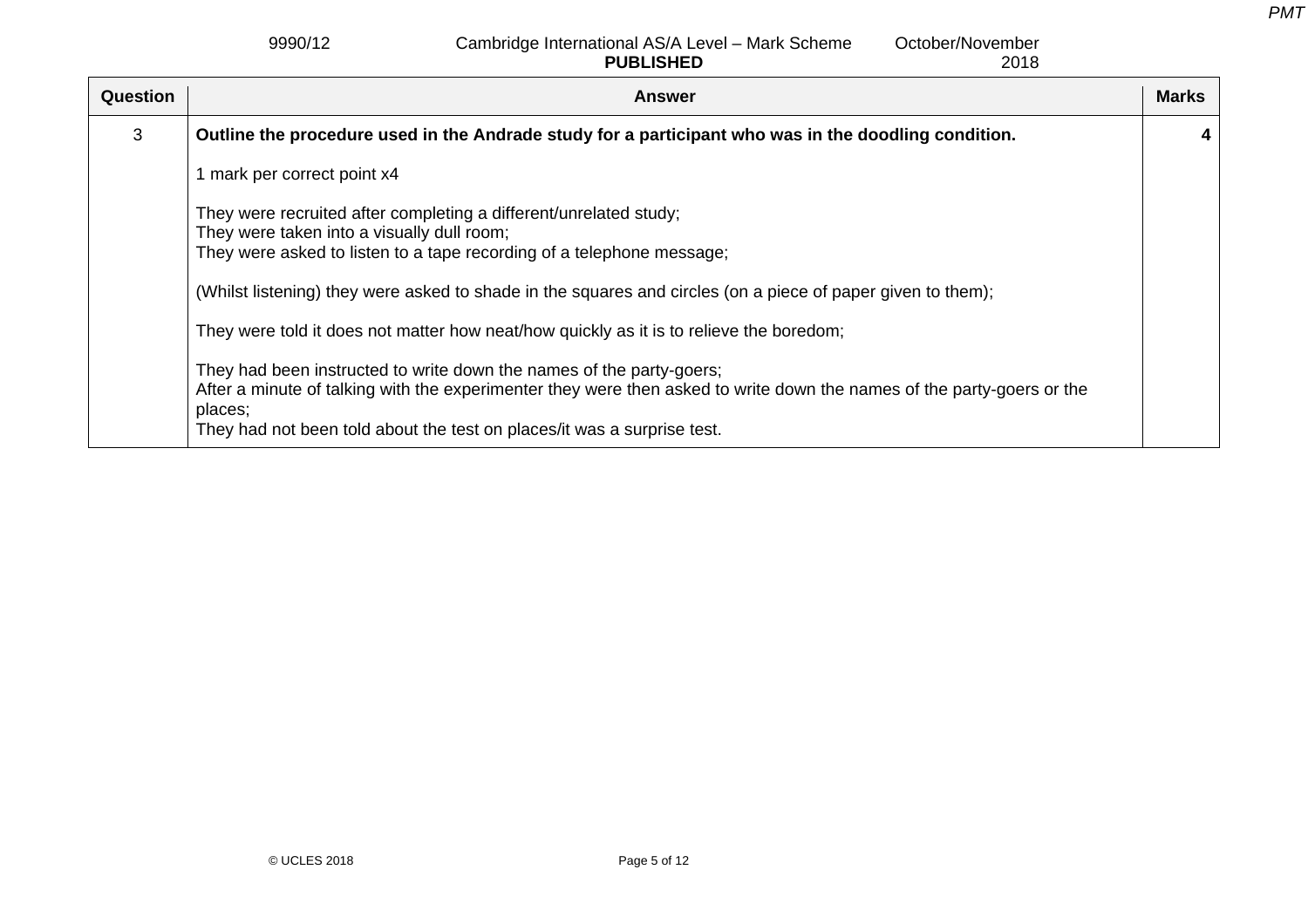| Question | Answer | Marks |
|---|---|---|
| 3 | **Outline the procedure used in the Andrade study for a participant who was in the doodling condition.**<br><br>1 mark per correct point x4<br><br>They were recruited after completing a different/unrelated study;<br>They were taken into a visually dull room;<br>They were asked to listen to a tape recording of a telephone message;<br><br>(Whilst listening) they were asked to shade in the squares and circles (on a piece of paper given to them);<br><br>They were told it does not matter how neat/how quickly as it is to relieve the boredom;<br><br>They had been instructed to write down the names of the party-goers;<br>After a minute of talking with the experimenter they were then asked to write down the names of the party-goers or the places;<br>They had not been told about the test on places/it was a surprise test. | 4 |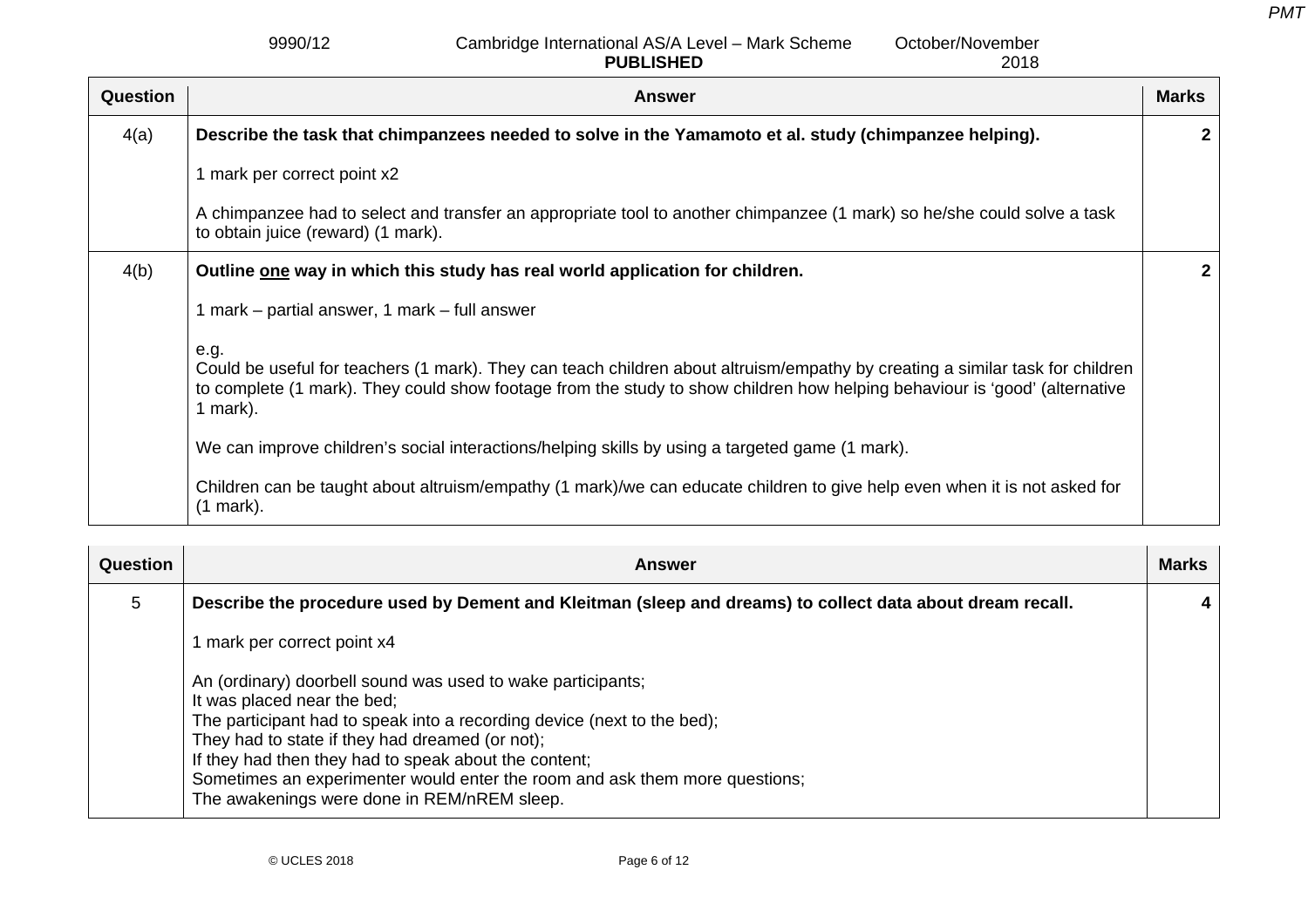| Question | Answer | Marks |
|---|---|---|
| 4(a) | **Describe the task that chimpanzees needed to solve in the Yamamoto et al. study (chimpanzee helping).**<br><br>1 mark per correct point x2<br><br>A chimpanzee had to select and transfer an appropriate tool to another chimpanzee (1 mark) so he/she could solve a task to obtain juice (reward) (1 mark). | 2 |
| 4(b) | **Outline <u>one</u> way in which this study has real world application for children.**<br><br>1 mark – partial answer, 1 mark – full answer<br><br>e.g.<br>Could be useful for teachers (1 mark). They can teach children about altruism/empathy by creating a similar task for children to complete (1 mark). They could show footage from the study to show children how helping behaviour is 'good' (alternative 1 mark).<br><br>We can improve children's social interactions/helping skills by using a targeted game (1 mark).<br><br>Children can be taught about altruism/empathy (1 mark)/we can educate children to give help even when it is not asked for (1 mark). | 2 |

| Question | Answer | Marks |
|---|---|---|
| 5 | **Describe the procedure used by Dement and Kleitman (sleep and dreams) to collect data about dream recall.**<br><br>1 mark per correct point x4<br><br>An (ordinary) doorbell sound was used to wake participants;<br>It was placed near the bed;<br>The participant had to speak into a recording device (next to the bed);<br>They had to state if they had dreamed (or not);<br>If they had then they had to speak about the content;<br>Sometimes an experimenter would enter the room and ask them more questions;<br>The awakenings were done in REM/nREM sleep. | 4 |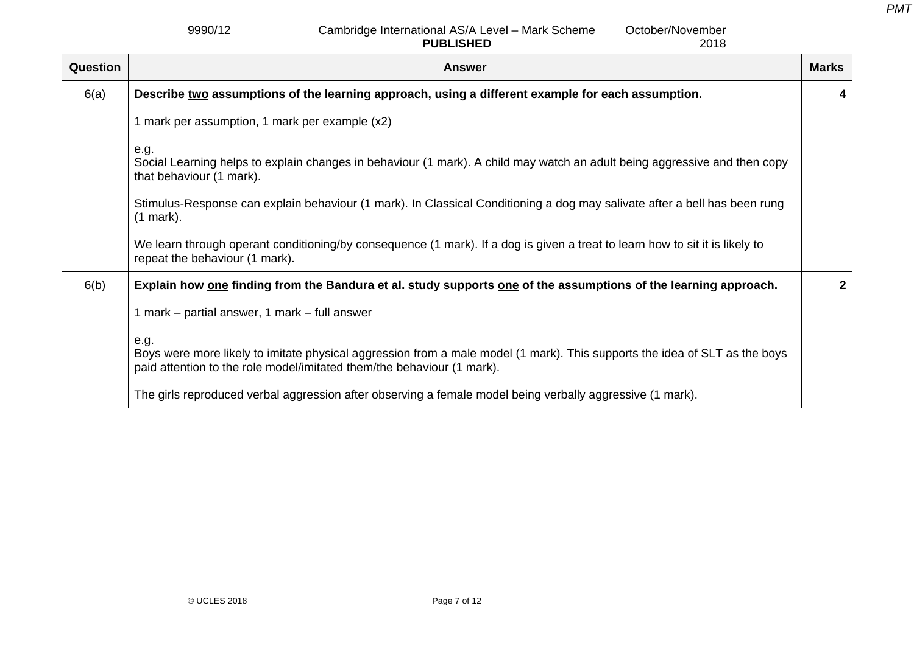| Question | Answer | Marks |
|---|---|---|
| 6(a) | **Describe <u>two</u> assumptions of the learning approach, using a different example for each assumption.**<br><br>1 mark per assumption, 1 mark per example (x2)<br><br>e.g.<br>Social Learning helps to explain changes in behaviour (1 mark). A child may watch an adult being aggressive and then copy that behaviour (1 mark).<br><br>Stimulus-Response can explain behaviour (1 mark). In Classical Conditioning a dog may salivate after a bell has been rung (1 mark).<br><br>We learn through operant conditioning/by consequence (1 mark). If a dog is given a treat to learn how to sit it is likely to repeat the behaviour (1 mark). | 4 |
| 6(b) | **Explain how <u>one</u> finding from the Bandura et al. study supports <u>one</u> of the assumptions of the learning approach.**<br><br>1 mark – partial answer, 1 mark – full answer<br><br>e.g.<br>Boys were more likely to imitate physical aggression from a male model (1 mark). This supports the idea of SLT as the boys paid attention to the role model/imitated them/the behaviour (1 mark).<br><br>The girls reproduced verbal aggression after observing a female model being verbally aggressive (1 mark). | 2 |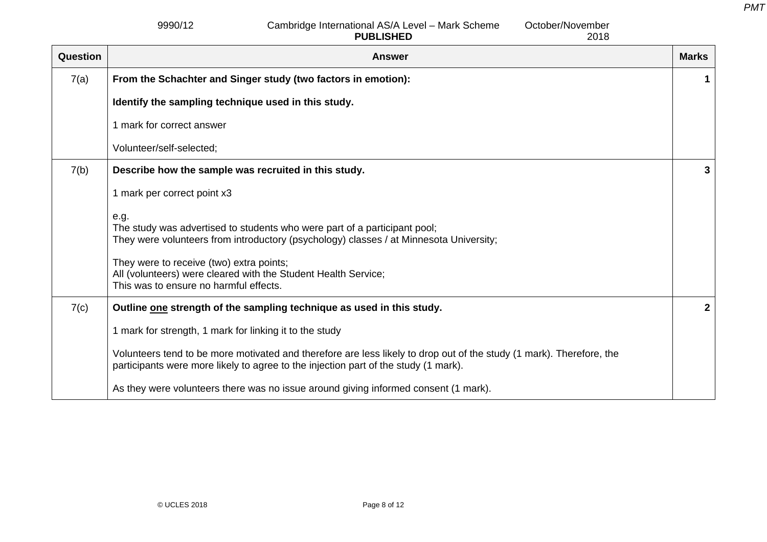| Question | Answer | Marks |
|---|---|---|
| 7(a) | **From the Schachter and Singer study (two factors in emotion):**<br><br>**Identify the sampling technique used in this study.**<br><br>1 mark for correct answer<br><br>Volunteer/self-selected; | 1 |
| 7(b) | **Describe how the sample was recruited in this study.**<br><br>1 mark per correct point x3<br><br>e.g.<br>The study was advertised to students who were part of a participant pool;<br>They were volunteers from introductory (psychology) classes / at Minnesota University;<br><br>They were to receive (two) extra points;<br>All (volunteers) were cleared with the Student Health Service;<br>This was to ensure no harmful effects. | 3 |
| 7(c) | **Outline <u>one</u> strength of the sampling technique as used in this study.**<br><br>1 mark for strength, 1 mark for linking it to the study<br><br>Volunteers tend to be more motivated and therefore are less likely to drop out of the study (1 mark). Therefore, the participants were more likely to agree to the injection part of the study (1 mark).<br><br>As they were volunteers there was no issue around giving informed consent (1 mark). | 2 |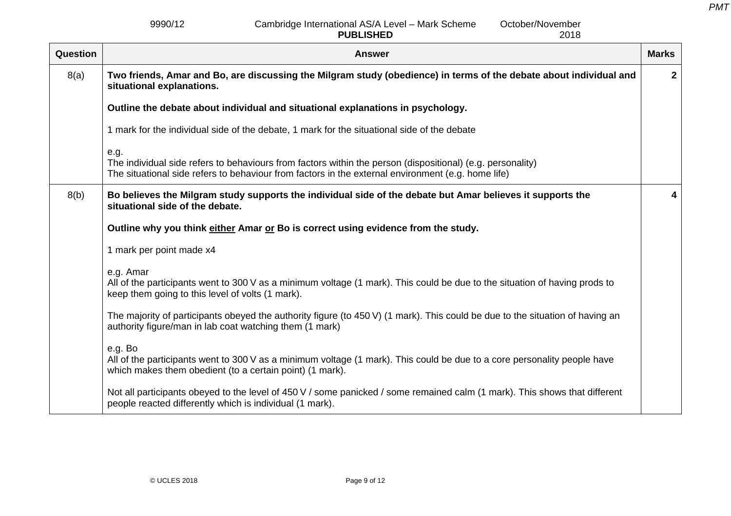| Question | Answer | Marks |
|---|---|---|
| 8(a) | **Two friends, Amar and Bo, are discussing the Milgram study (obedience) in terms of the debate about individual and situational explanations.**<br><br>**Outline the debate about individual and situational explanations in psychology.**<br><br>1 mark for the individual side of the debate, 1 mark for the situational side of the debate<br><br>e.g.<br>The individual side refers to behaviours from factors within the person (dispositional) (e.g. personality)<br>The situational side refers to behaviour from factors in the external environment (e.g. home life) | **2** |
| 8(b) | **Bo believes the Milgram study supports the individual side of the debate but Amar believes it supports the situational side of the debate.**<br><br>**Outline why you think <u>either</u> Amar <u>or</u> Bo is correct using evidence from the study.**<br><br>1 mark per point made x4<br><br>e.g. Amar<br>All of the participants went to 300 V as a minimum voltage (1 mark). This could be due to the situation of having prods to keep them going to this level of volts (1 mark).<br><br>The majority of participants obeyed the authority figure (to 450 V) (1 mark). This could be due to the situation of having an authority figure/man in lab coat watching them (1 mark)<br><br>e.g. Bo<br>All of the participants went to 300 V as a minimum voltage (1 mark). This could be due to a core personality people have which makes them obedient (to a certain point) (1 mark).<br><br>Not all participants obeyed to the level of 450 V / some panicked / some remained calm (1 mark). This shows that different people reacted differently which is individual (1 mark). | **4** |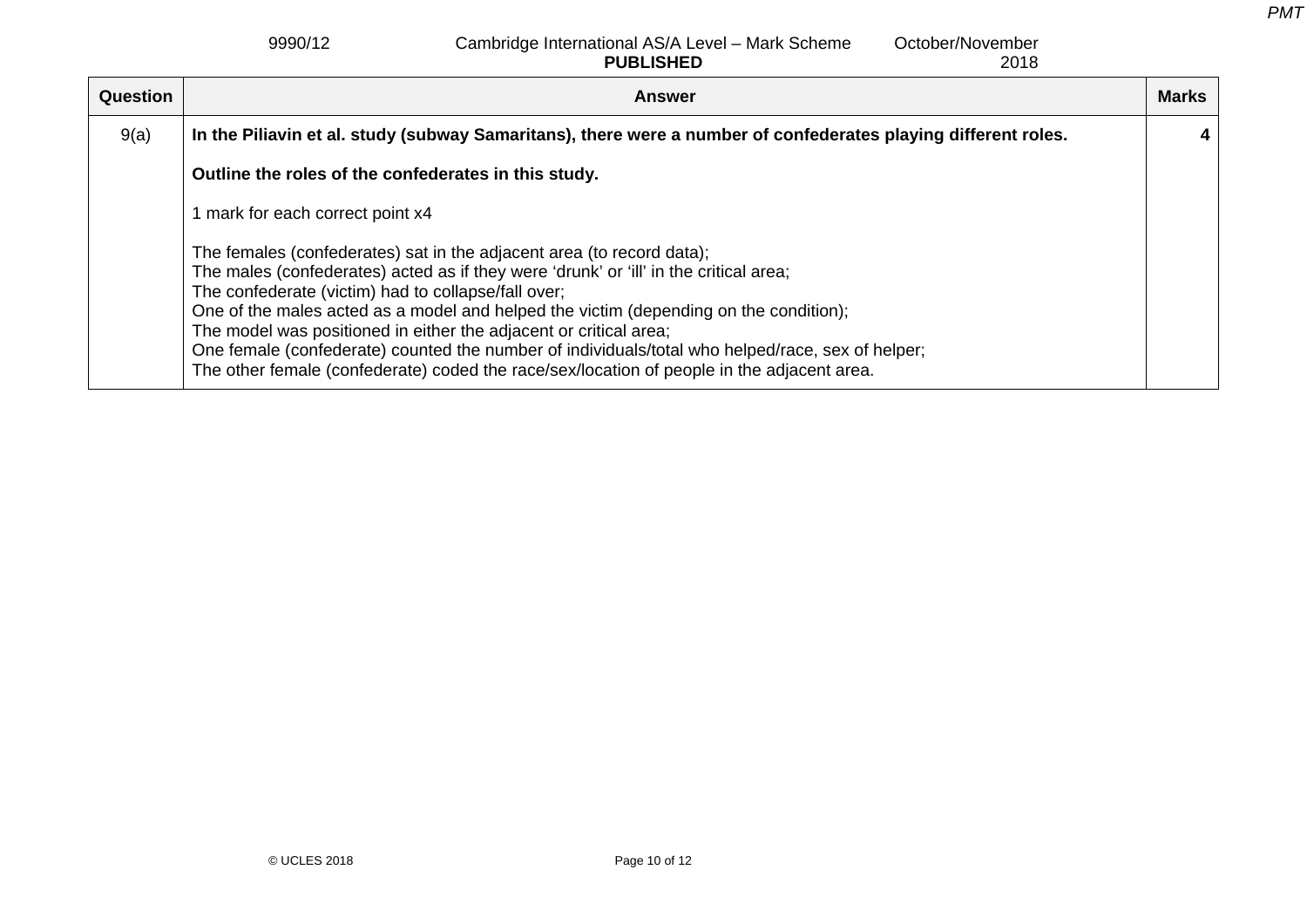| Question | Answer | Marks |
|---|---|---|
| 9(a) | **In the Piliavin et al. study (subway Samaritans), there were a number of confederates playing different roles.**<br><br>**Outline the roles of the confederates in this study.**<br><br>1 mark for each correct point x4<br><br>The females (confederates) sat in the adjacent area (to record data);<br>The males (confederates) acted as if they were ‘drunk’ or ‘ill’ in the critical area;<br>The confederate (victim) had to collapse/fall over;<br>One of the males acted as a model and helped the victim (depending on the condition);<br>The model was positioned in either the adjacent or critical area;<br>One female (confederate) counted the number of individuals/total who helped/race, sex of helper;<br>The other female (confederate) coded the race/sex/location of people in the adjacent area. | 4 |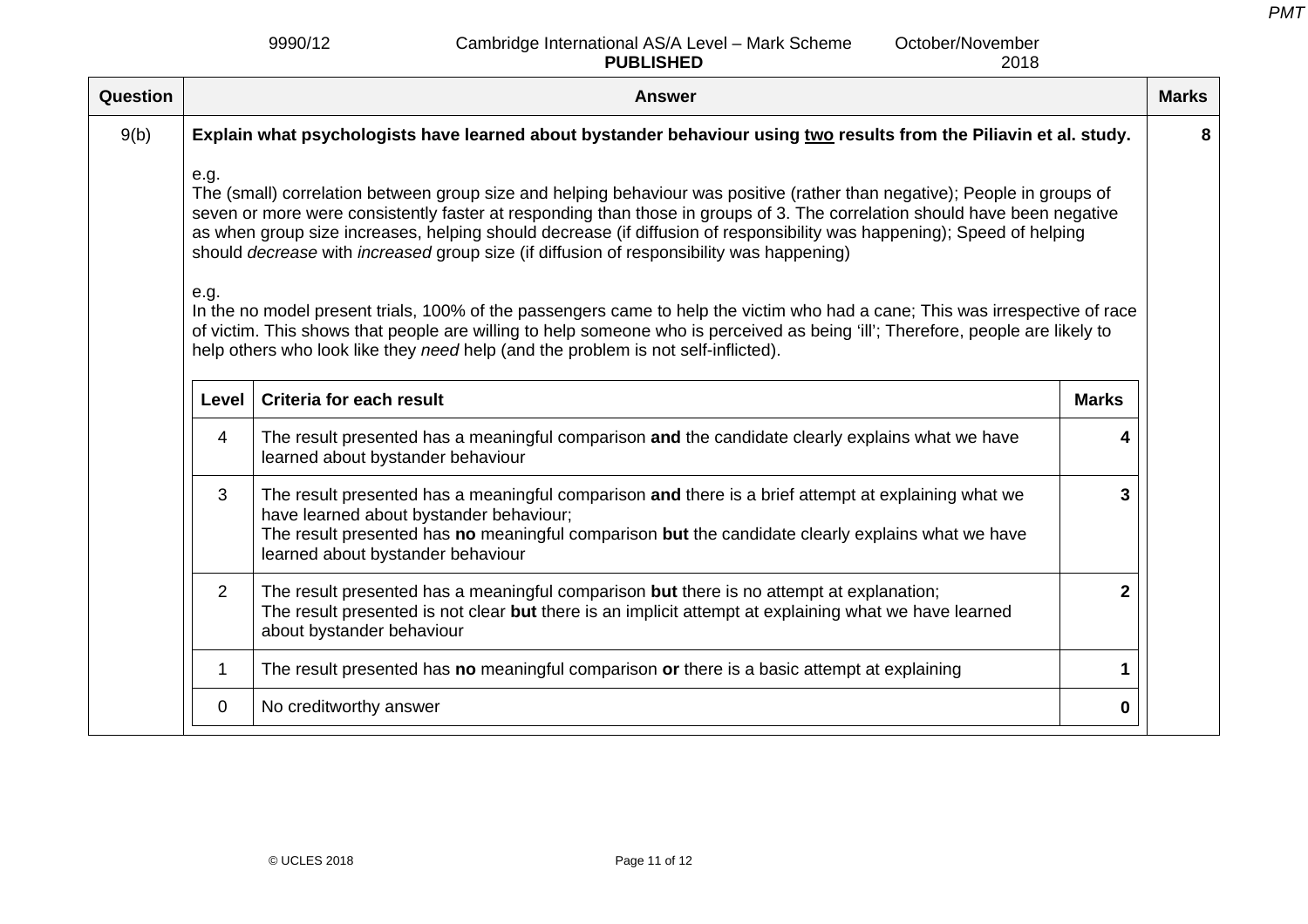| Question | Answer | Marks |
|---|---|---|
| 9(b) | **Explain what psychologists have learned about bystander behaviour using two results from the Piliavin et al. study.**<br><br>e.g.<br>The (small) correlation between group size and helping behaviour was positive (rather than negative); People in groups of seven or more were consistently faster at responding than those in groups of 3. The correlation should have been negative as when group size increases, helping should decrease (if diffusion of responsibility was happening); Speed of helping should *decrease* with *increased* group size (if diffusion of responsibility was happening)<br><br>e.g.<br>In the no model present trials, 100% of the passengers came to help the victim who had a cane; This was irrespective of race of victim. This shows that people are willing to help someone who is perceived as being 'ill'; Therefore, people are likely to help others who look like they *need* help (and the problem is not self-inflicted). | 8 |

| Level | Criteria for each result | Marks |
|---|---|---|
| 4 | The result presented has a meaningful comparison **and** the candidate clearly explains what we have learned about bystander behaviour | 4 |
| 3 | The result presented has a meaningful comparison **and** there is a brief attempt at explaining what we have learned about bystander behaviour;<br>The result presented has **no** meaningful comparison **but** the candidate clearly explains what we have learned about bystander behaviour | 3 |
| 2 | The result presented has a meaningful comparison **but** there is no attempt at explanation;<br>The result presented is not clear **but** there is an implicit attempt at explaining what we have learned about bystander behaviour | 2 |
| 1 | The result presented has **no** meaningful comparison **or** there is a basic attempt at explaining | 1 |
| 0 | No creditworthy answer | 0 |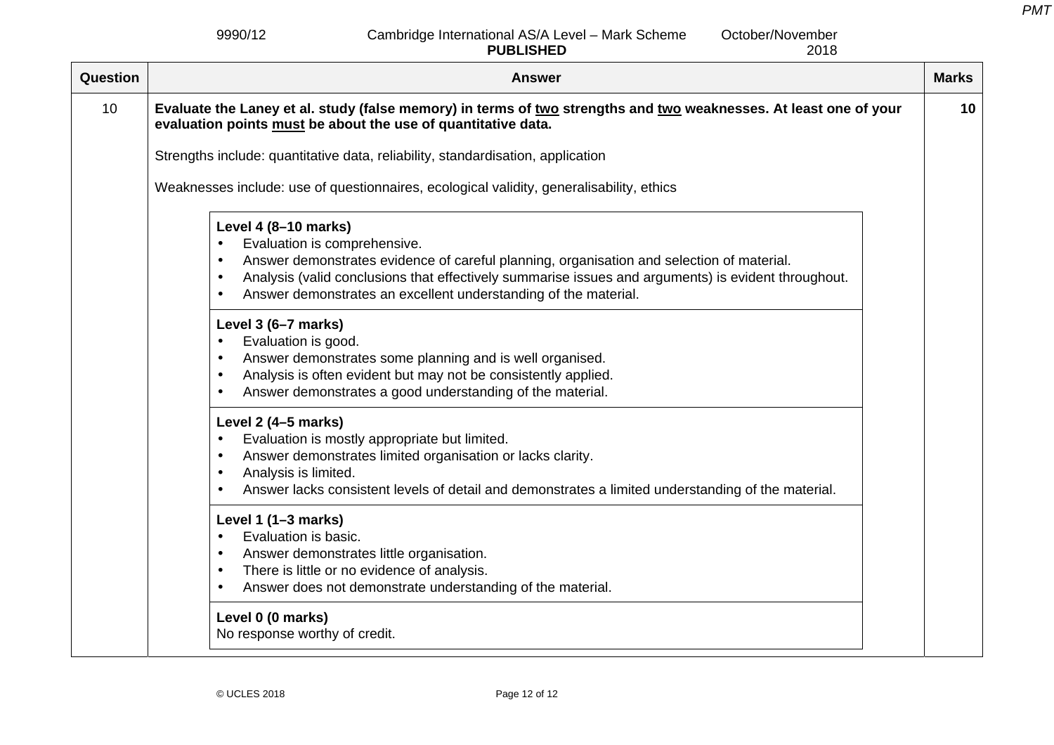| Question | Answer | Marks |
|---|---|---|
| 10 | **Evaluate the Laney et al. study (false memory) in terms of two strengths and two weaknesses. At least one of your evaluation points must be about the use of quantitative data.**<br><br>Strengths include: quantitative data, reliability, standardisation, application<br><br>Weaknesses include: use of questionnaires, ecological validity, generalisability, ethics<br><br>**Level 4 (8–10 marks)**<br>• Evaluation is comprehensive.<br>• Answer demonstrates evidence of careful planning, organisation and selection of material.<br>• Analysis (valid conclusions that effectively summarise issues and arguments) is evident throughout.<br>• Answer demonstrates an excellent understanding of the material.<br><br>**Level 3 (6–7 marks)**<br>• Evaluation is good.<br>• Answer demonstrates some planning and is well organised.<br>• Analysis is often evident but may not be consistently applied.<br>• Answer demonstrates a good understanding of the material.<br><br>**Level 2 (4–5 marks)**<br>• Evaluation is mostly appropriate but limited.<br>• Answer demonstrates limited organisation or lacks clarity.<br>• Analysis is limited.<br>• Answer lacks consistent levels of detail and demonstrates a limited understanding of the material.<br><br>**Level 1 (1–3 marks)**<br>• Evaluation is basic.<br>• Answer demonstrates little organisation.<br>• There is little or no evidence of analysis.<br>• Answer does not demonstrate understanding of the material.<br><br>**Level 0 (0 marks)**<br>No response worthy of credit. | 10 |